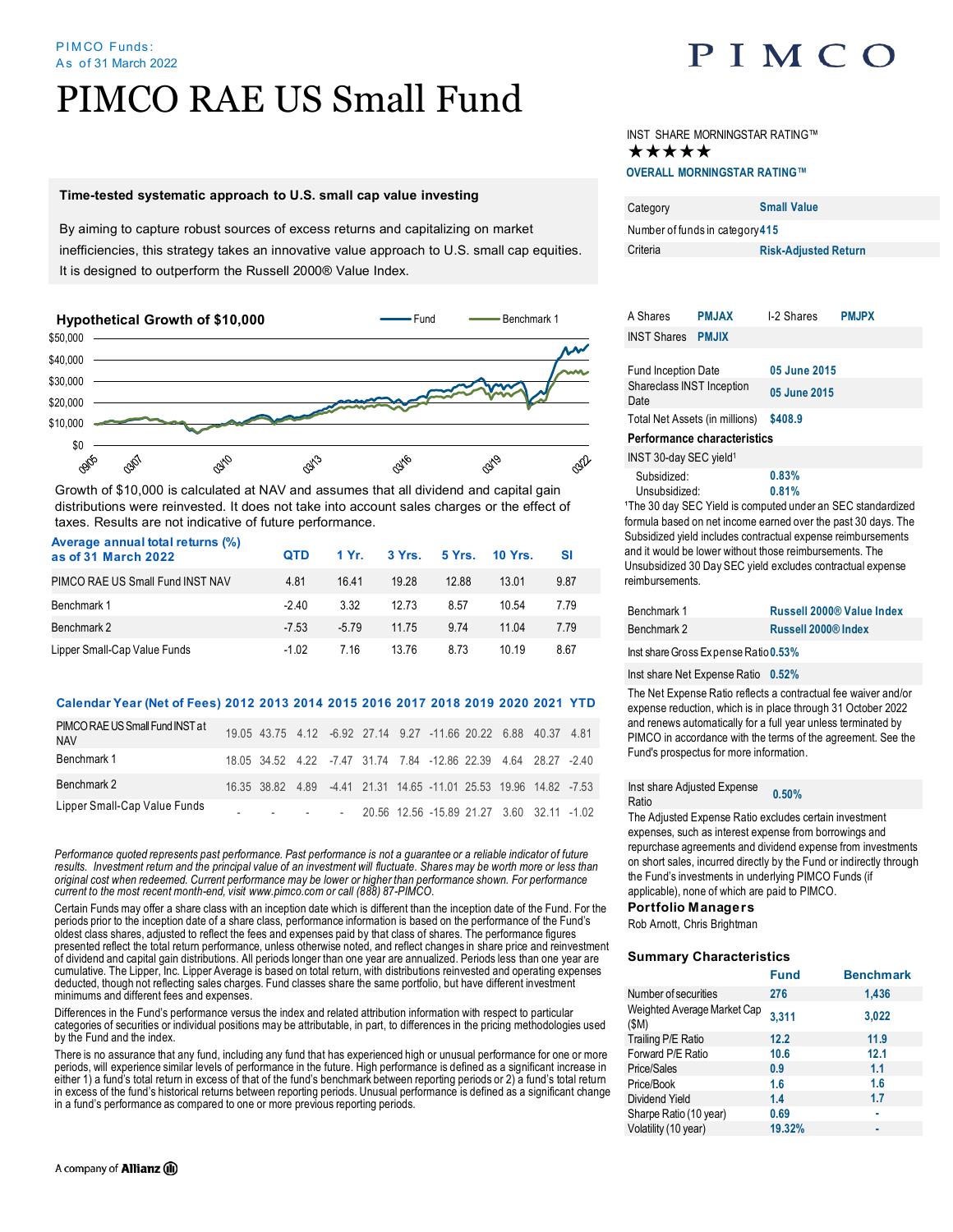PIMCO Funds:
As of 31 March 2022

# PIMCO RAE US Small Fund

### Time-tested systematic approach to U.S. small cap value investing

By aiming to capture robust sources of excess returns and capitalizing on market inefficiencies, this strategy takes an innovative value approach to U.S. small cap equities. It is designed to outperform the Russell 2000® Value Index.

### Hypothetical Growth of $10,000

Fund — Benchmark 1

$50,000 / $40,000 / $30,000 / $20,000 / $10,000 / $0

09/05, 03/07, 03/10, 03/13, 03/16, 03/19, 03/22

Growth of $10,000 is calculated at NAV and assumes that all dividend and capital gain distributions were reinvested. It does not take into account sales charges or the effect of taxes. Results are not indicative of future performance.

| Average annual total returns (%) as of 31 March 2022 | QTD | 1 Yr. | 3 Yrs. | 5 Yrs. | 10 Yrs. | SI |
|---|---|---|---|---|---|---|
| PIMCO RAE US Small Fund INST NAV | 4.81 | 16.41 | 19.28 | 12.88 | 13.01 | 9.87 |
| Benchmark 1 | -2.40 | 3.32 | 12.73 | 8.57 | 10.54 | 7.79 |
| Benchmark 2 | -7.53 | -5.79 | 11.75 | 9.74 | 11.04 | 7.79 |
| Lipper Small-Cap Value Funds | -1.02 | 7.16 | 13.76 | 8.73 | 10.19 | 8.67 |

| Calendar Year (Net of Fees) | 2012 | 2013 | 2014 | 2015 | 2016 | 2017 | 2018 | 2019 | 2020 | 2021 | YTD |
|---|---|---|---|---|---|---|---|---|---|---|---|
| PIMCO RAE US Small Fund INST at NAV | 19.05 | 43.75 | 4.12 | -6.92 | 27.14 | 9.27 | -11.66 | 20.22 | 6.88 | 40.37 | 4.81 |
| Benchmark 1 | 18.05 | 34.52 | 4.22 | -7.47 | 31.74 | 7.84 | -12.86 | 22.39 | 4.64 | 28.27 | -2.40 |
| Benchmark 2 | 16.35 | 38.82 | 4.89 | -4.41 | 21.31 | 14.65 | -11.01 | 25.53 | 19.96 | 14.82 | -7.53 |
| Lipper Small-Cap Value Funds | - | - | - | - | 20.56 | 12.56 | -15.89 | 21.27 | 3.60 | 32.11 | -1.02 |

*Performance quoted represents past performance. Past performance is not a guarantee or a reliable indicator of future results. Investment return and the principal value of an investment will fluctuate. Shares may be worth more or less than original cost when redeemed. Current performance may be lower or higher than performance shown. For performance current to the most recent month-end, visit www.pimco.com or call (888) 87-PIMCO.*

Certain Funds may offer a share class with an inception date which is different than the inception date of the Fund. For the periods prior to the inception date of a share class, performance information is based on the performance of the Fund's oldest class shares, adjusted to reflect the fees and expenses paid by that class of shares. The performance figures presented reflect the total return performance, unless otherwise noted, and reflect changes in share price and reinvestment of dividend and capital gain distributions. All periods longer than one year are annualized. Periods less than one year are cumulative. The Lipper, Inc. Lipper Average is based on total return, with distributions reinvested and operating expenses deducted, though not reflecting sales charges. Fund classes share the same portfolio, but have different investment minimums and different fees and expenses.

Differences in the Fund's performance versus the index and related attribution information with respect to particular categories of securities or individual positions may be attributable, in part, to differences in the pricing methodologies used by the Fund and the index.

There is no assurance that any fund, including any fund that has experienced high or unusual performance for one or more periods, will experience similar levels of performance in the future. High performance is defined as a significant increase in either 1) a fund's total return in excess of that of the fund's benchmark between reporting periods or 2) a fund's total return in excess of the fund's historical returns between reporting periods. Unusual performance is defined as a significant change in a fund's performance as compared to one or more previous reporting periods.

A company of Allianz

INST SHARE MORNINGSTAR RATING™
★★★★★
**OVERALL MORNINGSTAR RATING™**

| | |
|---|---|
| Category | Small Value |
| Number of funds in category | 415 |
| Criteria | Risk-Adjusted Return |

| | | | |
|---|---|---|---|
| A Shares | PMJAX | I-2 Shares | PMJPX |
| INST Shares | PMJIX | | |

| | |
|---|---|
| Fund Inception Date | 05 June 2015 |
| Shareclass INST Inception Date | 05 June 2015 |
| Total Net Assets (in millions) | $408.9 |

**Performance characteristics**

| | |
|---|---|
| INST 30-day SEC yield[1] | |
| Subsidized: | 0.83% |
| Unsubsidized: | 0.81% |

[1]The 30 day SEC Yield is computed under an SEC standardized formula based on net income earned over the past 30 days. The Subsidized yield includes contractual expense reimbursements and it would be lower without those reimbursements. The Unsubsidized 30 Day SEC yield excludes contractual expense reimbursements.

| | |
|---|---|
| Benchmark 1 | Russell 2000® Value Index |
| Benchmark 2 | Russell 2000® Index |
| Inst share Gross Expense Ratio | 0.53% |
| Inst share Net Expense Ratio | 0.52% |

The Net Expense Ratio reflects a contractual fee waiver and/or expense reduction, which is in place through 31 October 2022 and renews automatically for a full year unless terminated by PIMCO in accordance with the terms of the agreement. See the Fund's prospectus for more information.

| | |
|---|---|
| Inst share Adjusted Expense Ratio | 0.50% |

The Adjusted Expense Ratio excludes certain investment expenses, such as interest expense from borrowings and repurchase agreements and dividend expense from investments on short sales, incurred directly by the Fund or indirectly through the Fund's investments in underlying PIMCO Funds (if applicable), none of which are paid to PIMCO.

**Portfolio Managers**

Rob Arnott, Chris Brightman

### Summary Characteristics

| | Fund | Benchmark |
|---|---|---|
| Number of securities | 276 | 1,436 |
| Weighted Average Market Cap ($M) | 3,311 | 3,022 |
| Trailing P/E Ratio | 12.2 | 11.9 |
| Forward P/E Ratio | 10.6 | 12.1 |
| Price/Sales | 0.9 | 1.1 |
| Price/Book | 1.6 | 1.6 |
| Dividend Yield | 1.4 | 1.7 |
| Sharpe Ratio (10 year) | 0.69 | - |
| Volatility (10 year) | 19.32% | - |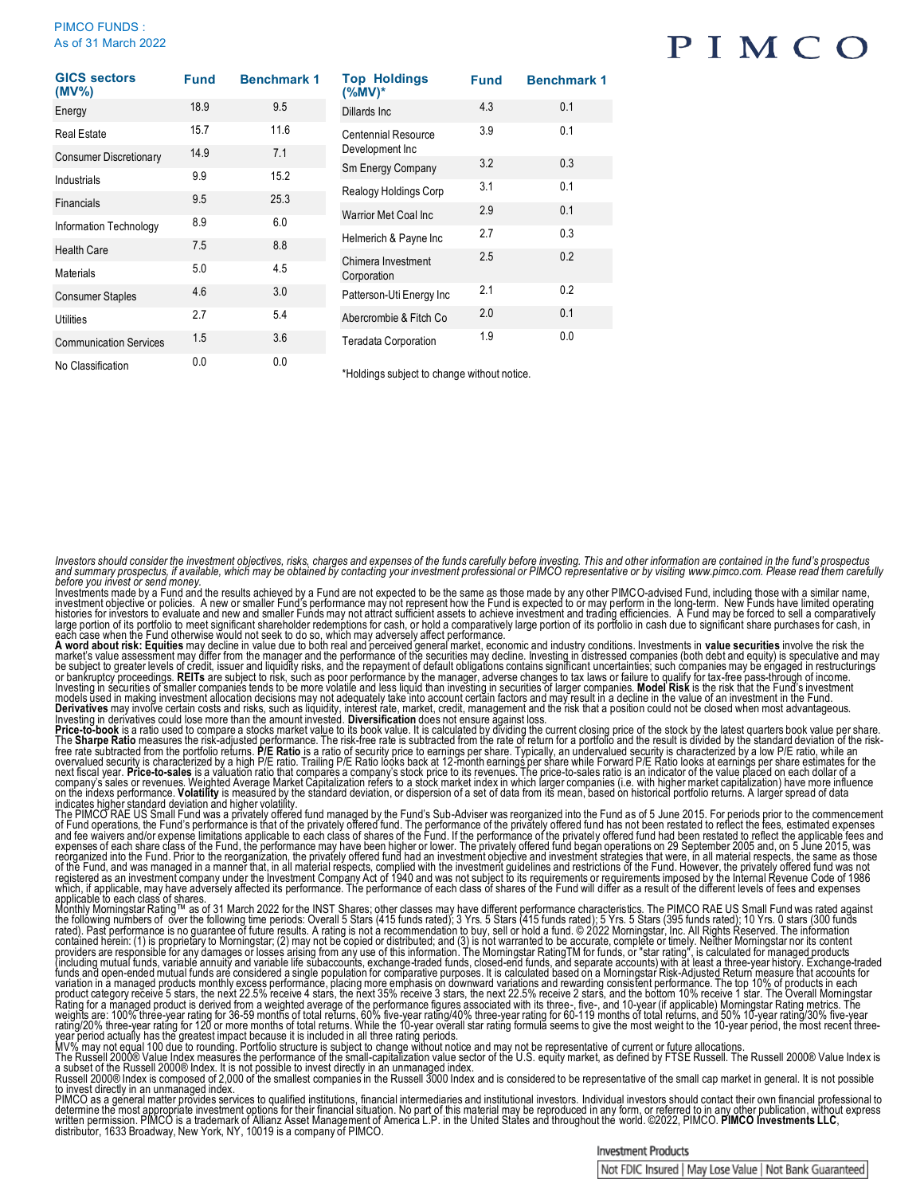| GICS sectors (MV%) | Fund | Benchmark 1 |
|---|---|---|
| Energy | 18.9 | 9.5 |
| Real Estate | 15.7 | 11.6 |
| Consumer Discretionary | 14.9 | 7.1 |
| Industrials | 9.9 | 15.2 |
| Financials | 9.5 | 25.3 |
| Information Technology | 8.9 | 6.0 |
| Health Care | 7.5 | 8.8 |
| Materials | 5.0 | 4.5 |
| Consumer Staples | 4.6 | 3.0 |
| Utilities | 2.7 | 5.4 |
| Communication Services | 1.5 | 3.6 |
| No Classification | 0.0 | 0.0 |

| Top Holdings (%MV)* | Fund | Benchmark 1 |
|---|---|---|
| Dillards Inc | 4.3 | 0.1 |
| Centennial Resource Development Inc | 3.9 | 0.1 |
| Sm Energy Company | 3.2 | 0.3 |
| Realogy Holdings Corp | 3.1 | 0.1 |
| Warrior Met Coal Inc | 2.9 | 0.1 |
| Helmerich & Payne Inc | 2.7 | 0.3 |
| Chimera Investment Corporation | 2.5 | 0.2 |
| Patterson-Uti Energy Inc | 2.1 | 0.2 |
| Abercrombie & Fitch Co | 2.0 | 0.1 |
| Teradata Corporation | 1.9 | 0.0 |

*Holdings subject to change without notice.

*Investors should consider the investment objectives, risks, charges and expenses of the funds carefully before investing. This and other information are contained in the fund's prospectus and summary prospectus, if available, which may be obtained by contacting your investment professional or PIMCO representative or by visiting www.pimco.com. Please read them carefully before you invest or send money.*

Investments made by a Fund and the results achieved by a Fund are not expected to be the same as those made by any other PIMCO-advised Fund, including those with a similar name, investment objective or policies. A new or smaller Fund's performance may not represent how the Fund is expected to or may perform in the long-term. New Funds have limited operating histories for investors to evaluate and new and smaller Funds may not attract sufficient assets to achieve investment and trading efficiencies. A Fund may be forced to sell a comparatively large portion of its portfolio to meet significant shareholder redemptions for cash, or hold a comparatively large portion of its portfolio in cash due to significant share purchases for cash, in each case when the Fund otherwise would not seek to do so, which may adversely affect performance.

**A word about risk: Equities** may decline in value due to both real and perceived general market, economic and industry conditions. Investments in **value securities** involve the risk the market's value assessment may differ from the manager and the performance of the securities may decline. Investing in distressed companies (both debt and equity) is speculative and may be subject to greater levels of credit, issuer and liquidity risks, and the repayment of default obligations contains significant uncertainties; such companies may be engaged in restructurings or bankruptcy proceedings. **REITs** are subject to risk, such as poor performance by the manager, adverse changes to tax laws or failure to qualify for tax-free pass-through of income. Investing in securities of smaller companies tends to be more volatile and less liquid than investing in securities of larger companies. **Model Risk** is the risk that the Fund's investment models used in making investment allocation decisions may not adequately take into account certain factors and may result in a decline in the value of an investment in the Fund. **Derivatives** may involve certain costs and risks, such as liquidity, interest rate, market, credit, management and the risk that a position could not be closed when most advantageous. Investing in derivatives could lose more than the amount invested. **Diversification** does not ensure against loss.

**Price-to-book** is a ratio used to compare a stocks market value to its book value. It is calculated by dividing the current closing price of the stock by the latest quarters book value per share. The **Sharpe Ratio** measures the risk-adjusted performance. The risk-free rate is subtracted from the rate of return for a portfolio and the result is divided by the standard deviation of the risk-free rate subtracted from the portfolio returns. **P/E Ratio** is a ratio of security price to earnings per share. Typically, an undervalued security is characterized by a low P/E ratio, while an overvalued security is characterized by a high P/E ratio. Trailing P/E Ratio looks back at 12-month earnings per share while Forward P/E Ratio looks at earnings per share estimates for the next fiscal year. **Price-to-sales** is a valuation ratio that compares a company's stock price to its revenues. The price-to-sales ratio is an indicator of the value placed on each dollar of a company's sales or revenues. Weighted Average Market Capitalization refers to a stock market index in which larger companies (i.e. with higher market capitalization) have more influence on the indexs performance. **Volatility** is measured by the standard deviation, or dispersion of a set of data from its mean, based on historical portfolio returns. A larger spread of data indicates higher standard deviation and higher volatility.

The PIMCO RAE US Small Fund was a privately offered fund managed by the Fund's Sub-Adviser was reorganized into the Fund as of 5 June 2015. For periods prior to the commencement of Fund operations, the Fund's performance is that of the privately offered fund. The performance of the privately offered fund has not been restated to reflect the fees, estimated expenses and fee waivers and/or expense limitations applicable to each class of shares of the Fund. If the performance of the privately offered fund had been restated to reflect the applicable fees and expenses of each share class of the Fund, the performance may have been higher or lower. The privately offered fund began operations on 29 September 2005 and, on 5 June 2015, was reorganized into the Fund. Prior to the reorganization, the privately offered fund had an investment objective and investment strategies that were, in all material respects, the same as those of the Fund, and was managed in a manner that, in all material respects, complied with the investment guidelines and restrictions of the Fund. However, the privately offered fund was not registered as an investment company under the Investment Company Act of 1940 and was not subject to its requirements or requirements imposed by the Internal Revenue Code of 1986 which, if applicable, may have adversely affected its performance. The performance of each class of shares of the Fund will differ as a result of the different levels of fees and expenses applicable to each class of shares.

Monthly Morningstar Rating™ as of 31 March 2022 for the INST Shares; other classes may have different performance characteristics. The PIMCO RAE US Small Fund was rated against the following numbers of over the following time periods: Overall 5 Stars (415 funds rated); 3 Yrs. 5 Stars (415 funds rated); 5 Yrs. 5 Stars (395 funds rated); 10 Yrs. 0 stars (300 funds rated). Past performance is no guarantee of future results. A rating is not a recommendation to buy, sell or hold a fund. © 2022 Morningstar, Inc. All Rights Reserved. The information contained herein: (1) is proprietary to Morningstar; (2) may not be copied or distributed; and (3) is not warranted to be accurate, complete or timely. Neither Morningstar nor its content providers are responsible for any damages or losses arising from any use of this information. The Morningstar RatingTM for funds, or "star rating", is calculated for managed products (including mutual funds, variable annuity and variable life subaccounts, exchange-traded funds, closed-end funds, and separate accounts) with at least a three-year history. Exchange-traded funds and open-ended mutual funds are considered a single population for comparative purposes. It is calculated based on a Morningstar Risk-Adjusted Return measure that accounts for variation in a managed products monthly excess performance, placing more emphasis on downward variations and rewarding consistent performance. The top 10% of products in each product category receive 5 stars, the next 22.5% receive 4 stars, the next 35% receive 3 stars, the next 22.5% receive 2 stars, and the bottom 10% receive 1 star. The Overall Morningstar Rating for a managed product is derived from a weighted average of the performance figures associated with its three-, five-, and 10-year (if applicable) Morningstar Rating metrics. The weights are: 100% three-year rating for 36-59 months of total returns, 60% five-year rating/40% three-year rating for 60-119 months of total returns, and 50% 10-year rating/30% five-year rating/20% three-year rating for 120 or more months of total returns. While the 10-year overall star rating formula seems to give the most weight to the 10-year period, the most recent three-year period actually has the greatest impact because it is included in all three rating periods.

MV% may not equal 100 due to rounding. Portfolio structure is subject to change without notice and may not be representative of current or future allocations.

The Russell 2000® Value Index measures the performance of the small-capitalization value sector of the U.S. equity market, as defined by FTSE Russell. The Russell 2000® Value Index is a subset of the Russell 2000® Index. It is not possible to invest directly in an unmanaged index.

Russell 2000® Index is composed of 2,000 of the smallest companies in the Russell 3000 Index and is considered to be representative of the small cap market in general. It is not possible to invest directly in an unmanaged index.

PIMCO as a general matter provides services to qualified institutions, financial intermediaries and institutional investors. Individual investors should contact their own financial professional to determine the most appropriate investment options for their financial situation. No part of this material may be reproduced in any form, or referred to in any other publication, without express written permission. PIMCO is a trademark of Allianz Asset Management of America L.P. in the United States and throughout the world. ©2022, PIMCO. **PIMCO Investments LLC**, distributor, 1633 Broadway, New York, NY, 10019 is a company of PIMCO.

Investment Products

Not FDIC Insured | May Lose Value | Not Bank Guaranteed